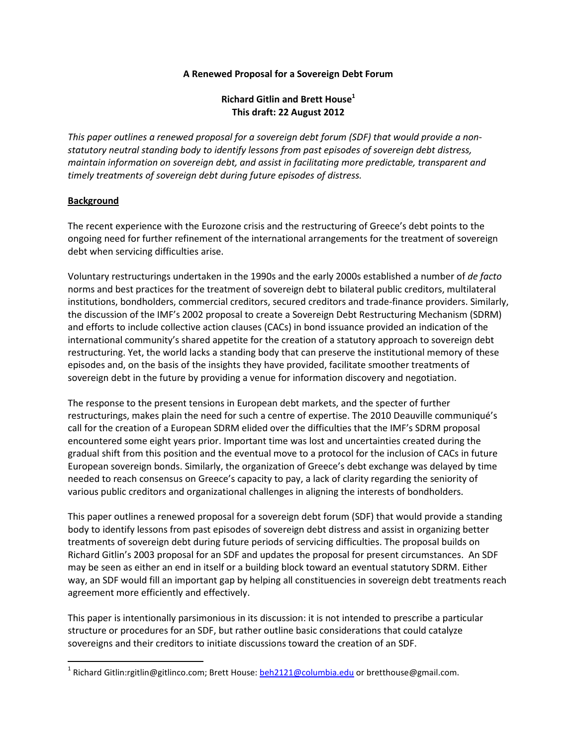# A Renewed Proposal for a Sovereign Debt Forum

**Richard Gitlin and Brett House[1]**
**This draft: 22 August 2012**

*This paper outlines a renewed proposal for a sovereign debt forum (SDF) that would provide a non-statutory neutral standing body to identify lessons from past episodes of sovereign debt distress, maintain information on sovereign debt, and assist in facilitating more predictable, transparent and timely treatments of sovereign debt during future episodes of distress.*

## Background

The recent experience with the Eurozone crisis and the restructuring of Greece's debt points to the ongoing need for further refinement of the international arrangements for the treatment of sovereign debt when servicing difficulties arise.

Voluntary restructurings undertaken in the 1990s and the early 2000s established a number of *de facto* norms and best practices for the treatment of sovereign debt to bilateral public creditors, multilateral institutions, bondholders, commercial creditors, secured creditors and trade-finance providers. Similarly, the discussion of the IMF's 2002 proposal to create a Sovereign Debt Restructuring Mechanism (SDRM) and efforts to include collective action clauses (CACs) in bond issuance provided an indication of the international community's shared appetite for the creation of a statutory approach to sovereign debt restructuring. Yet, the world lacks a standing body that can preserve the institutional memory of these episodes and, on the basis of the insights they have provided, facilitate smoother treatments of sovereign debt in the future by providing a venue for information discovery and negotiation.

The response to the present tensions in European debt markets, and the specter of further restructurings, makes plain the need for such a centre of expertise. The 2010 Deauville communiqué's call for the creation of a European SDRM elided over the difficulties that the IMF's SDRM proposal encountered some eight years prior. Important time was lost and uncertainties created during the gradual shift from this position and the eventual move to a protocol for the inclusion of CACs in future European sovereign bonds. Similarly, the organization of Greece's debt exchange was delayed by time needed to reach consensus on Greece's capacity to pay, a lack of clarity regarding the seniority of various public creditors and organizational challenges in aligning the interests of bondholders.

This paper outlines a renewed proposal for a sovereign debt forum (SDF) that would provide a standing body to identify lessons from past episodes of sovereign debt distress and assist in organizing better treatments of sovereign debt during future periods of servicing difficulties. The proposal builds on Richard Gitlin's 2003 proposal for an SDF and updates the proposal for present circumstances. An SDF may be seen as either an end in itself or a building block toward an eventual statutory SDRM. Either way, an SDF would fill an important gap by helping all constituencies in sovereign debt treatments reach agreement more efficiently and effectively.

This paper is intentionally parsimonious in its discussion: it is not intended to prescribe a particular structure or procedures for an SDF, but rather outline basic considerations that could catalyze sovereigns and their creditors to initiate discussions toward the creation of an SDF.

---

[1] Richard Gitlin:rgitlin@gitlinco.com; Brett House: beh2121@columbia.edu or bretthouse@gmail.com.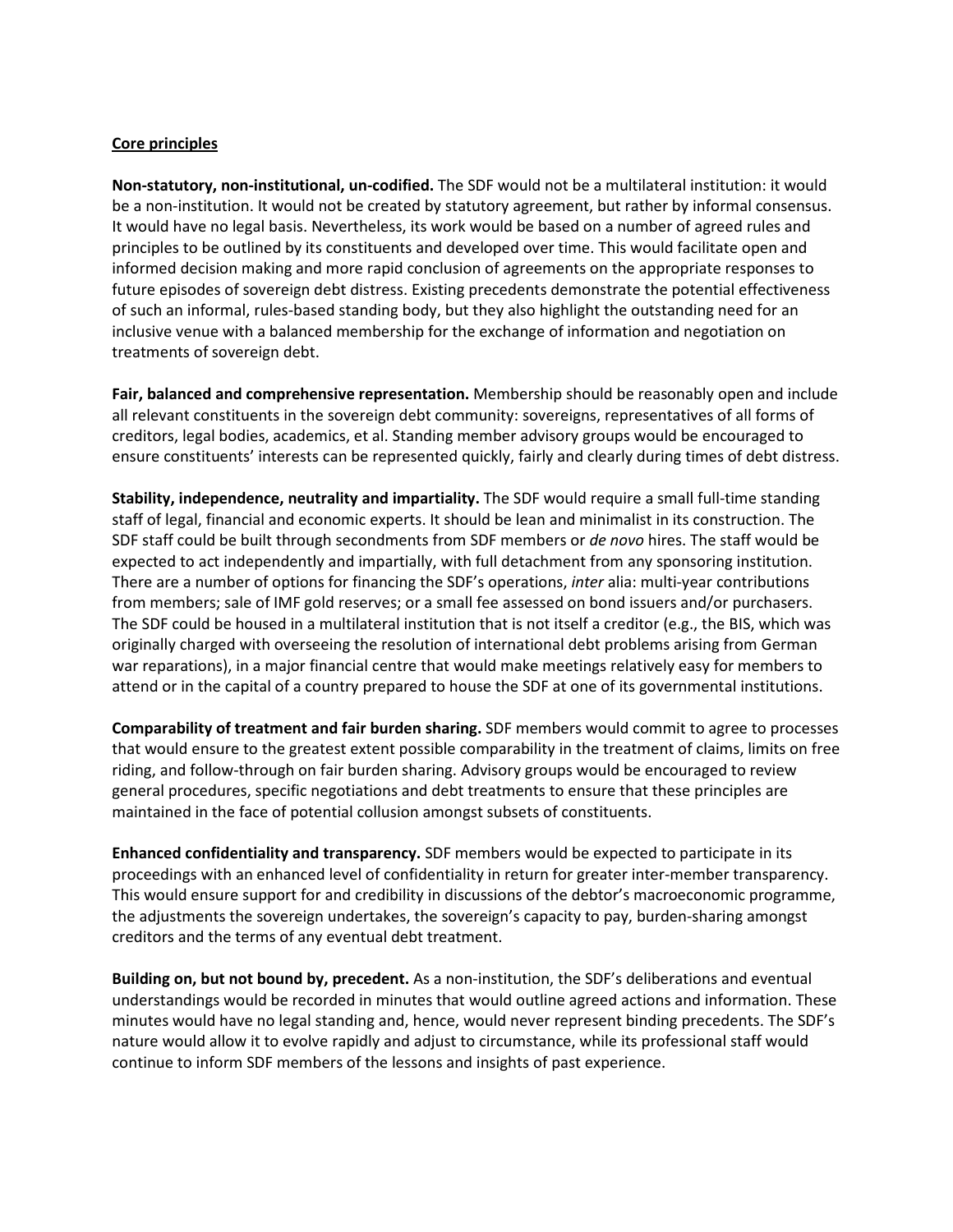## Core principles

**Non-statutory, non-institutional, un-codified.** The SDF would not be a multilateral institution: it would be a non-institution. It would not be created by statutory agreement, but rather by informal consensus. It would have no legal basis. Nevertheless, its work would be based on a number of agreed rules and principles to be outlined by its constituents and developed over time. This would facilitate open and informed decision making and more rapid conclusion of agreements on the appropriate responses to future episodes of sovereign debt distress. Existing precedents demonstrate the potential effectiveness of such an informal, rules-based standing body, but they also highlight the outstanding need for an inclusive venue with a balanced membership for the exchange of information and negotiation on treatments of sovereign debt.

**Fair, balanced and comprehensive representation.** Membership should be reasonably open and include all relevant constituents in the sovereign debt community: sovereigns, representatives of all forms of creditors, legal bodies, academics, et al. Standing member advisory groups would be encouraged to ensure constituents' interests can be represented quickly, fairly and clearly during times of debt distress.

**Stability, independence, neutrality and impartiality.** The SDF would require a small full-time standing staff of legal, financial and economic experts. It should be lean and minimalist in its construction. The SDF staff could be built through secondments from SDF members or *de novo* hires. The staff would be expected to act independently and impartially, with full detachment from any sponsoring institution. There are a number of options for financing the SDF's operations, *inter* alia: multi-year contributions from members; sale of IMF gold reserves; or a small fee assessed on bond issuers and/or purchasers. The SDF could be housed in a multilateral institution that is not itself a creditor (e.g., the BIS, which was originally charged with overseeing the resolution of international debt problems arising from German war reparations), in a major financial centre that would make meetings relatively easy for members to attend or in the capital of a country prepared to house the SDF at one of its governmental institutions.

**Comparability of treatment and fair burden sharing.** SDF members would commit to agree to processes that would ensure to the greatest extent possible comparability in the treatment of claims, limits on free riding, and follow-through on fair burden sharing. Advisory groups would be encouraged to review general procedures, specific negotiations and debt treatments to ensure that these principles are maintained in the face of potential collusion amongst subsets of constituents.

**Enhanced confidentiality and transparency.** SDF members would be expected to participate in its proceedings with an enhanced level of confidentiality in return for greater inter-member transparency. This would ensure support for and credibility in discussions of the debtor's macroeconomic programme, the adjustments the sovereign undertakes, the sovereign's capacity to pay, burden-sharing amongst creditors and the terms of any eventual debt treatment.

**Building on, but not bound by, precedent.** As a non-institution, the SDF's deliberations and eventual understandings would be recorded in minutes that would outline agreed actions and information. These minutes would have no legal standing and, hence, would never represent binding precedents. The SDF's nature would allow it to evolve rapidly and adjust to circumstance, while its professional staff would continue to inform SDF members of the lessons and insights of past experience.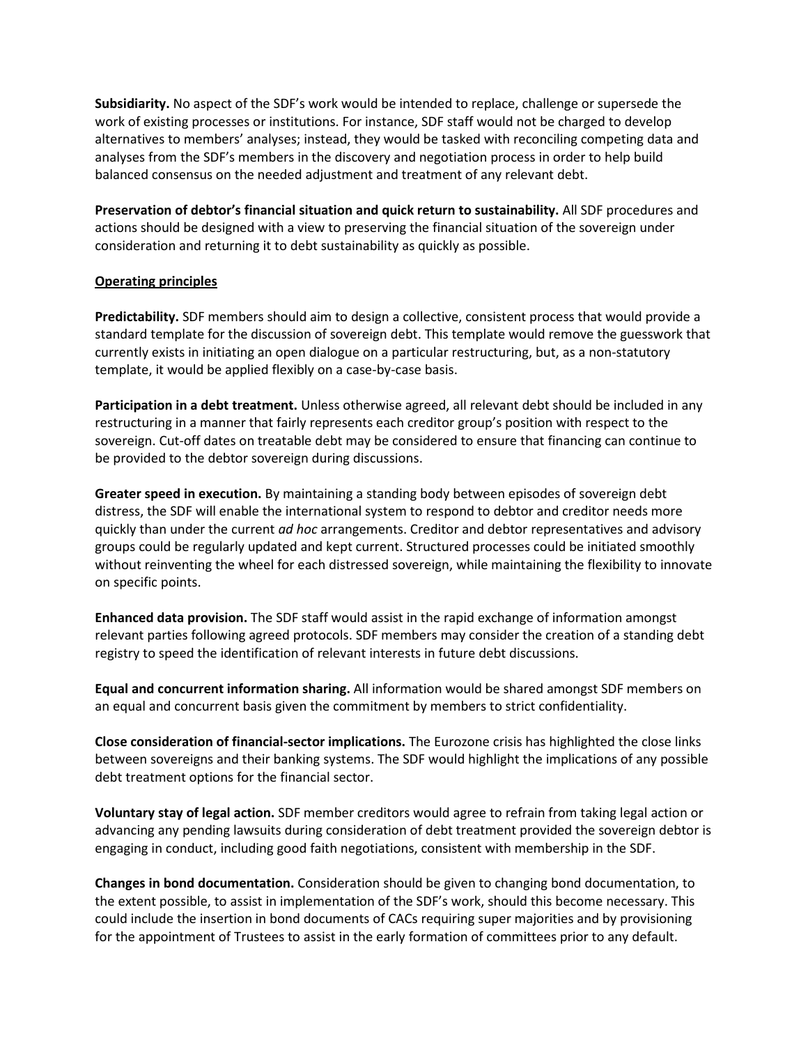**Subsidiarity.** No aspect of the SDF's work would be intended to replace, challenge or supersede the work of existing processes or institutions. For instance, SDF staff would not be charged to develop alternatives to members' analyses; instead, they would be tasked with reconciling competing data and analyses from the SDF's members in the discovery and negotiation process in order to help build balanced consensus on the needed adjustment and treatment of any relevant debt.

**Preservation of debtor's financial situation and quick return to sustainability.** All SDF procedures and actions should be designed with a view to preserving the financial situation of the sovereign under consideration and returning it to debt sustainability as quickly as possible.

## Operating principles

**Predictability.** SDF members should aim to design a collective, consistent process that would provide a standard template for the discussion of sovereign debt. This template would remove the guesswork that currently exists in initiating an open dialogue on a particular restructuring, but, as a non-statutory template, it would be applied flexibly on a case-by-case basis.

**Participation in a debt treatment.** Unless otherwise agreed, all relevant debt should be included in any restructuring in a manner that fairly represents each creditor group's position with respect to the sovereign. Cut-off dates on treatable debt may be considered to ensure that financing can continue to be provided to the debtor sovereign during discussions.

**Greater speed in execution.** By maintaining a standing body between episodes of sovereign debt distress, the SDF will enable the international system to respond to debtor and creditor needs more quickly than under the current *ad hoc* arrangements. Creditor and debtor representatives and advisory groups could be regularly updated and kept current. Structured processes could be initiated smoothly without reinventing the wheel for each distressed sovereign, while maintaining the flexibility to innovate on specific points.

**Enhanced data provision.** The SDF staff would assist in the rapid exchange of information amongst relevant parties following agreed protocols. SDF members may consider the creation of a standing debt registry to speed the identification of relevant interests in future debt discussions.

**Equal and concurrent information sharing.** All information would be shared amongst SDF members on an equal and concurrent basis given the commitment by members to strict confidentiality.

**Close consideration of financial-sector implications.** The Eurozone crisis has highlighted the close links between sovereigns and their banking systems. The SDF would highlight the implications of any possible debt treatment options for the financial sector.

**Voluntary stay of legal action.** SDF member creditors would agree to refrain from taking legal action or advancing any pending lawsuits during consideration of debt treatment provided the sovereign debtor is engaging in conduct, including good faith negotiations, consistent with membership in the SDF.

**Changes in bond documentation.** Consideration should be given to changing bond documentation, to the extent possible, to assist in implementation of the SDF's work, should this become necessary. This could include the insertion in bond documents of CACs requiring super majorities and by provisioning for the appointment of Trustees to assist in the early formation of committees prior to any default.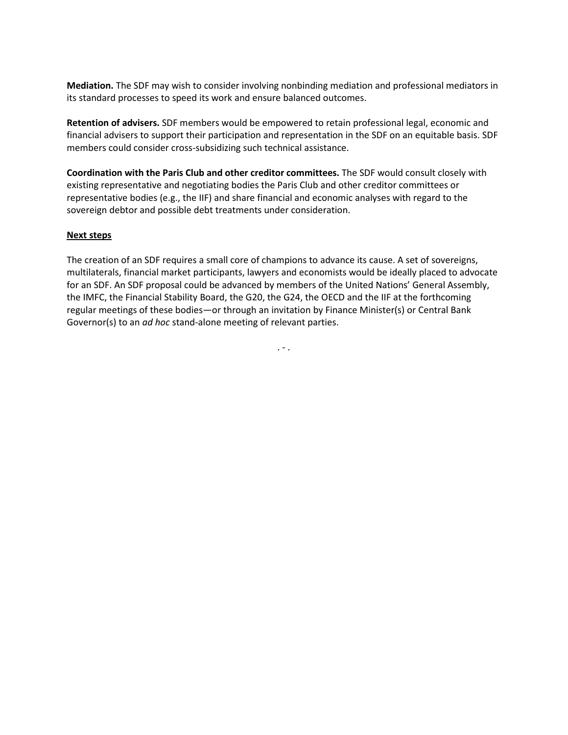**Mediation.** The SDF may wish to consider involving nonbinding mediation and professional mediators in its standard processes to speed its work and ensure balanced outcomes.

**Retention of advisers.** SDF members would be empowered to retain professional legal, economic and financial advisers to support their participation and representation in the SDF on an equitable basis. SDF members could consider cross-subsidizing such technical assistance.

**Coordination with the Paris Club and other creditor committees.** The SDF would consult closely with existing representative and negotiating bodies the Paris Club and other creditor committees or representative bodies (e.g., the IIF) and share financial and economic analyses with regard to the sovereign debtor and possible debt treatments under consideration.

## Next steps

The creation of an SDF requires a small core of champions to advance its cause. A set of sovereigns, multilaterals, financial market participants, lawyers and economists would be ideally placed to advocate for an SDF. An SDF proposal could be advanced by members of the United Nations' General Assembly, the IMFC, the Financial Stability Board, the G20, the G24, the OECD and the IIF at the forthcoming regular meetings of these bodies—or through an invitation by Finance Minister(s) or Central Bank Governor(s) to an *ad hoc* stand-alone meeting of relevant parties.

. - .